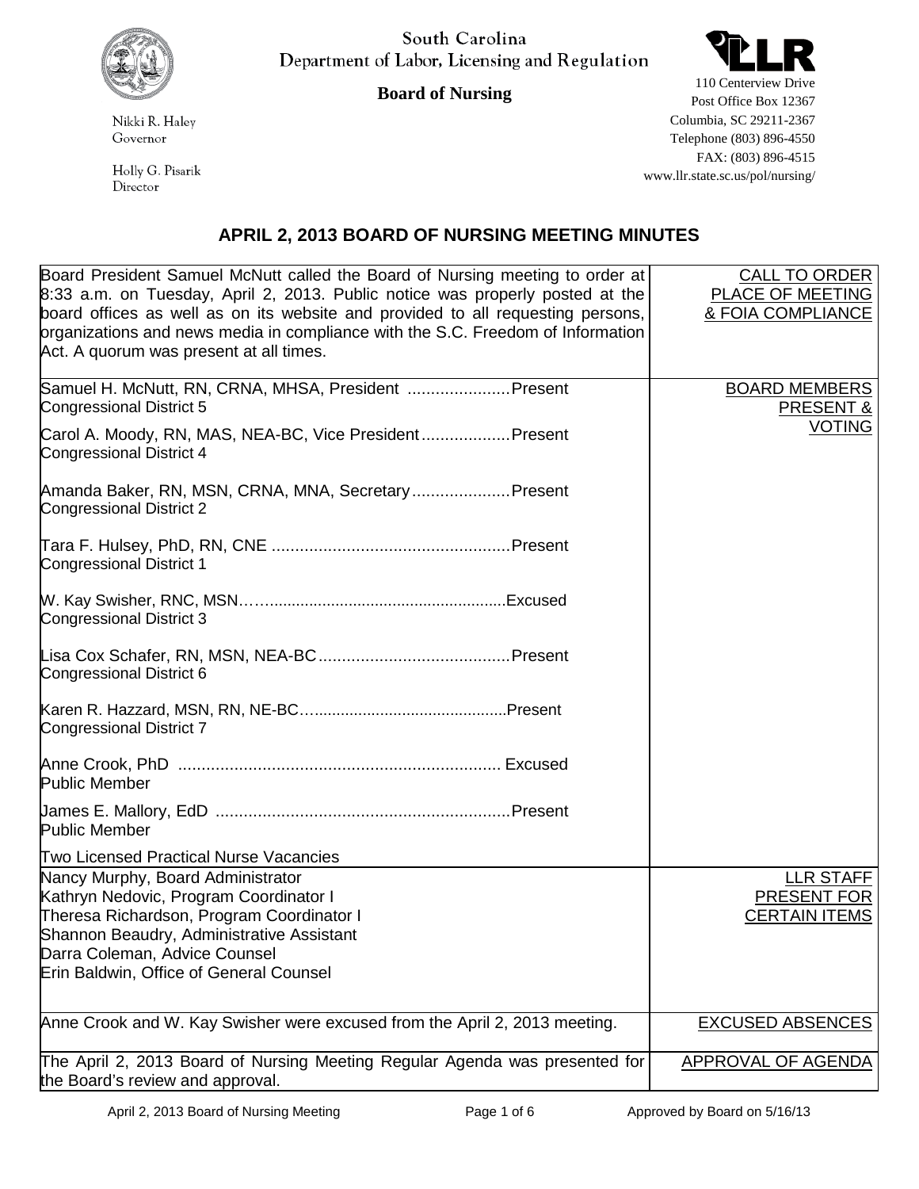South Carolina
Department of Labor, Licensing and Regulation

**Board of Nursing**

Nikki R. Haley
Governor

Holly G. Pisarik
Director

110 Centerview Drive
Post Office Box 12367
Columbia, SC 29211-2367
Telephone (803) 896-4550
FAX: (803) 896-4515
www.llr.state.sc.us/pol/nursing/

## APRIL 2, 2013 BOARD OF NURSING MEETING MINUTES

| | |
|---|---|
| Board President Samuel McNutt called the Board of Nursing meeting to order at 8:33 a.m. on Tuesday, April 2, 2013. Public notice was properly posted at the board offices as well as on its website and provided to all requesting persons, organizations and news media in compliance with the S.C. Freedom of Information Act. A quorum was present at all times. | CALL TO ORDER PLACE OF MEETING & FOIA COMPLIANCE |
| Samuel H. McNutt, RN, CRNA, MHSA, President ......................Present<br>Congressional District 5<br><br>Carol A. Moody, RN, MAS, NEA-BC, Vice President...................Present<br>Congressional District 4<br><br>Amanda Baker, RN, MSN, CRNA, MNA, Secretary.....................Present<br>Congressional District 2<br><br>Tara F. Hulsey, PhD, RN, CNE ...................................................Present<br>Congressional District 1<br><br>W. Kay Swisher, RNC, MSN……......................................................Excused<br>Congressional District 3<br><br>Lisa Cox Schafer, RN, MSN, NEA-BC.........................................Present<br>Congressional District 6<br><br>Karen R. Hazzard, MSN, RN, NE-BC…...........................................Present<br>Congressional District 7<br><br>Anne Crook, PhD .................................................................... Excused<br>Public Member<br><br>James E. Mallory, EdD ..............................................................Present<br>Public Member<br><br>Two Licensed Practical Nurse Vacancies | BOARD MEMBERS PRESENT & VOTING |
| Nancy Murphy, Board Administrator<br>Kathryn Nedovic, Program Coordinator I<br>Theresa Richardson, Program Coordinator I<br>Shannon Beaudry, Administrative Assistant<br>Darra Coleman, Advice Counsel<br>Erin Baldwin, Office of General Counsel | LLR STAFF PRESENT FOR CERTAIN ITEMS |
| Anne Crook and W. Kay Swisher were excused from the April 2, 2013 meeting. | EXCUSED ABSENCES |
| The April 2, 2013 Board of Nursing Meeting Regular Agenda was presented for the Board's review and approval. | APPROVAL OF AGENDA |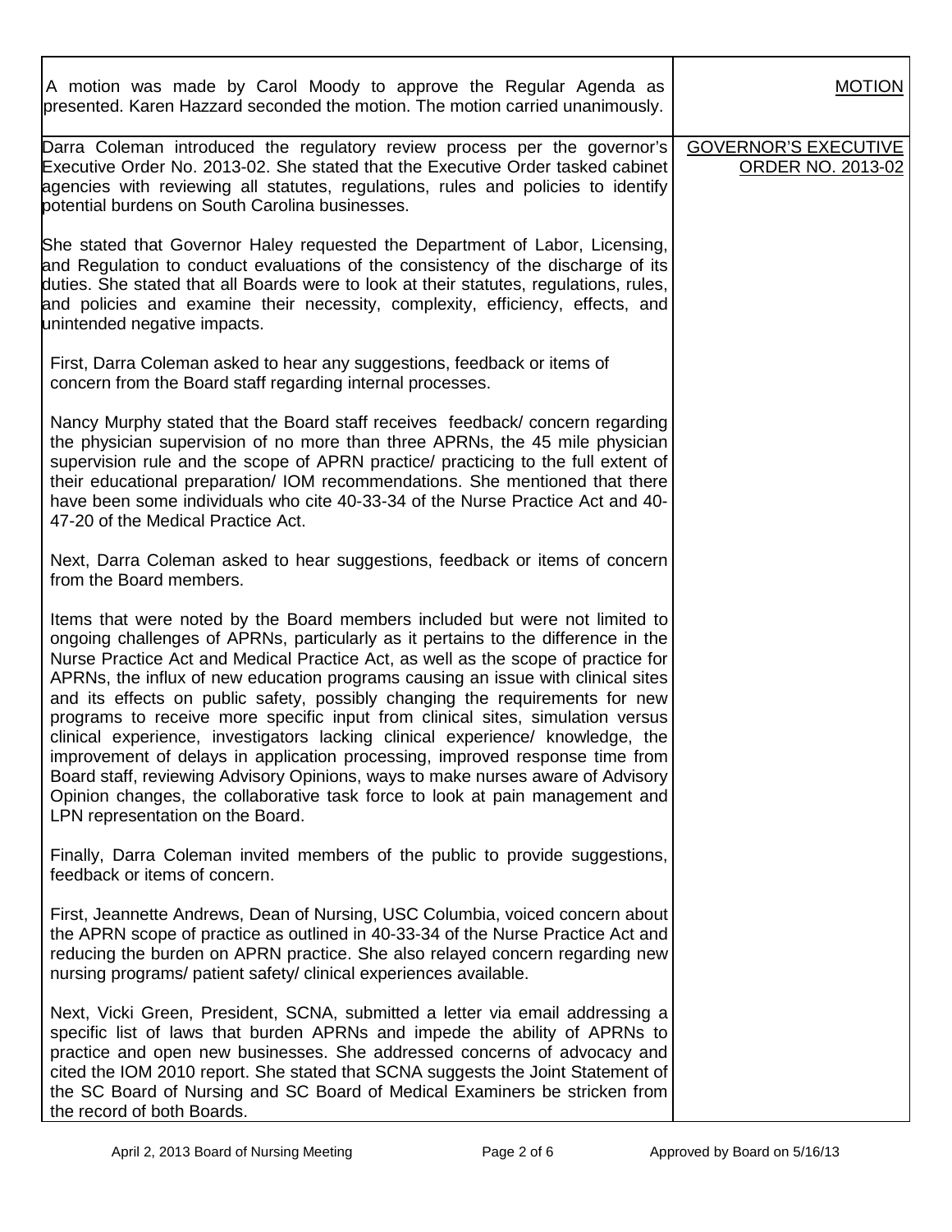| | |
|---|---|
| A motion was made by Carol Moody to approve the Regular Agenda as presented. Karen Hazzard seconded the motion. The motion carried unanimously. | MOTION |
| Darra Coleman introduced the regulatory review process per the governor's Executive Order No. 2013-02. She stated that the Executive Order tasked cabinet agencies with reviewing all statutes, regulations, rules and policies to identify potential burdens on South Carolina businesses.<br><br>She stated that Governor Haley requested the Department of Labor, Licensing, and Regulation to conduct evaluations of the consistency of the discharge of its duties. She stated that all Boards were to look at their statutes, regulations, rules, and policies and examine their necessity, complexity, efficiency, effects, and unintended negative impacts.<br><br>First, Darra Coleman asked to hear any suggestions, feedback or items of concern from the Board staff regarding internal processes.<br><br>Nancy Murphy stated that the Board staff receives feedback/ concern regarding the physician supervision of no more than three APRNs, the 45 mile physician supervision rule and the scope of APRN practice/ practicing to the full extent of their educational preparation/ IOM recommendations. She mentioned that there have been some individuals who cite 40-33-34 of the Nurse Practice Act and 40-47-20 of the Medical Practice Act.<br><br>Next, Darra Coleman asked to hear suggestions, feedback or items of concern from the Board members.<br><br>Items that were noted by the Board members included but were not limited to ongoing challenges of APRNs, particularly as it pertains to the difference in the Nurse Practice Act and Medical Practice Act, as well as the scope of practice for APRNs, the influx of new education programs causing an issue with clinical sites and its effects on public safety, possibly changing the requirements for new programs to receive more specific input from clinical sites, simulation versus clinical experience, investigators lacking clinical experience/ knowledge, the improvement of delays in application processing, improved response time from Board staff, reviewing Advisory Opinions, ways to make nurses aware of Advisory Opinion changes, the collaborative task force to look at pain management and LPN representation on the Board.<br><br>Finally, Darra Coleman invited members of the public to provide suggestions, feedback or items of concern.<br><br>First, Jeannette Andrews, Dean of Nursing, USC Columbia, voiced concern about the APRN scope of practice as outlined in 40-33-34 of the Nurse Practice Act and reducing the burden on APRN practice. She also relayed concern regarding new nursing programs/ patient safety/ clinical experiences available.<br><br>Next, Vicki Green, President, SCNA, submitted a letter via email addressing a specific list of laws that burden APRNs and impede the ability of APRNs to practice and open new businesses. She addressed concerns of advocacy and cited the IOM 2010 report. She stated that SCNA suggests the Joint Statement of the SC Board of Nursing and SC Board of Medical Examiners be stricken from the record of both Boards. | GOVERNOR'S EXECUTIVE ORDER NO. 2013-02 |

April 2, 2013 Board of Nursing Meeting — Approved by Board on 5/16/13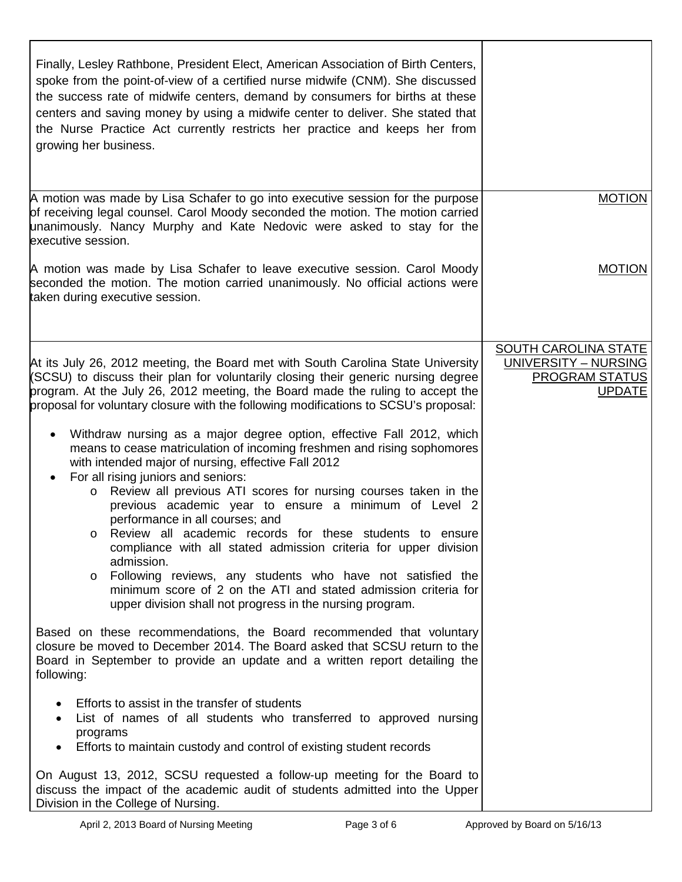| | |
|---|---|
| Finally, Lesley Rathbone, President Elect, American Association of Birth Centers, spoke from the point-of-view of a certified nurse midwife (CNM). She discussed the success rate of midwife centers, demand by consumers for births at these centers and saving money by using a midwife center to deliver. She stated that the Nurse Practice Act currently restricts her practice and keeps her from growing her business. | |
| A motion was made by Lisa Schafer to go into executive session for the purpose of receiving legal counsel. Carol Moody seconded the motion. The motion carried unanimously. Nancy Murphy and Kate Nedovic were asked to stay for the executive session.<br><br>A motion was made by Lisa Schafer to leave executive session. Carol Moody seconded the motion. The motion carried unanimously. No official actions were taken during executive session. | MOTION<br><br>MOTION |
| At its July 26, 2012 meeting, the Board met with South Carolina State University (SCSU) to discuss their plan for voluntarily closing their generic nursing degree program. At the July 26, 2012 meeting, the Board made the ruling to accept the proposal for voluntary closure with the following modifications to SCSU's proposal:<br><br>• Withdraw nursing as a major degree option, effective Fall 2012, which means to cease matriculation of incoming freshmen and rising sophomores with intended major of nursing, effective Fall 2012<br>• For all rising juniors and seniors:<br>&nbsp;&nbsp;o Review all previous ATI scores for nursing courses taken in the previous academic year to ensure a minimum of Level 2 performance in all courses; and<br>&nbsp;&nbsp;o Review all academic records for these students to ensure compliance with all stated admission criteria for upper division admission.<br>&nbsp;&nbsp;o Following reviews, any students who have not satisfied the minimum score of 2 on the ATI and stated admission criteria for upper division shall not progress in the nursing program.<br><br>Based on these recommendations, the Board recommended that voluntary closure be moved to December 2014. The Board asked that SCSU return to the Board in September to provide an update and a written report detailing the following:<br><br>• Efforts to assist in the transfer of students<br>• List of names of all students who transferred to approved nursing programs<br>• Efforts to maintain custody and control of existing student records<br><br>On August 13, 2012, SCSU requested a follow-up meeting for the Board to discuss the impact of the academic audit of students admitted into the Upper Division in the College of Nursing. | SOUTH CAROLINA STATE UNIVERSITY – NURSING PROGRAM STATUS UPDATE |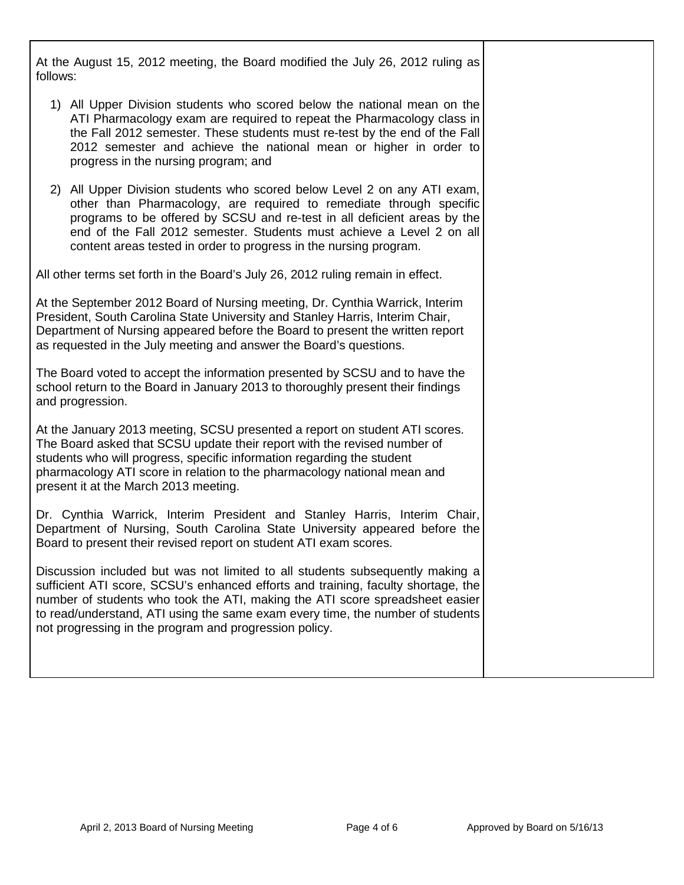At the August 15, 2012 meeting, the Board modified the July 26, 2012 ruling as follows:

1) All Upper Division students who scored below the national mean on the ATI Pharmacology exam are required to repeat the Pharmacology class in the Fall 2012 semester. These students must re-test by the end of the Fall 2012 semester and achieve the national mean or higher in order to progress in the nursing program; and

2) All Upper Division students who scored below Level 2 on any ATI exam, other than Pharmacology, are required to remediate through specific programs to be offered by SCSU and re-test in all deficient areas by the end of the Fall 2012 semester. Students must achieve a Level 2 on all content areas tested in order to progress in the nursing program.

All other terms set forth in the Board's July 26, 2012 ruling remain in effect.

At the September 2012 Board of Nursing meeting, Dr. Cynthia Warrick, Interim President, South Carolina State University and Stanley Harris, Interim Chair, Department of Nursing appeared before the Board to present the written report as requested in the July meeting and answer the Board's questions.

The Board voted to accept the information presented by SCSU and to have the school return to the Board in January 2013 to thoroughly present their findings and progression.

At the January 2013 meeting, SCSU presented a report on student ATI scores. The Board asked that SCSU update their report with the revised number of students who will progress, specific information regarding the student pharmacology ATI score in relation to the pharmacology national mean and present it at the March 2013 meeting.

Dr. Cynthia Warrick, Interim President and Stanley Harris, Interim Chair, Department of Nursing, South Carolina State University appeared before the Board to present their revised report on student ATI exam scores.

Discussion included but was not limited to all students subsequently making a sufficient ATI score, SCSU's enhanced efforts and training, faculty shortage, the number of students who took the ATI, making the ATI score spreadsheet easier to read/understand, ATI using the same exam every time, the number of students not progressing in the program and progression policy.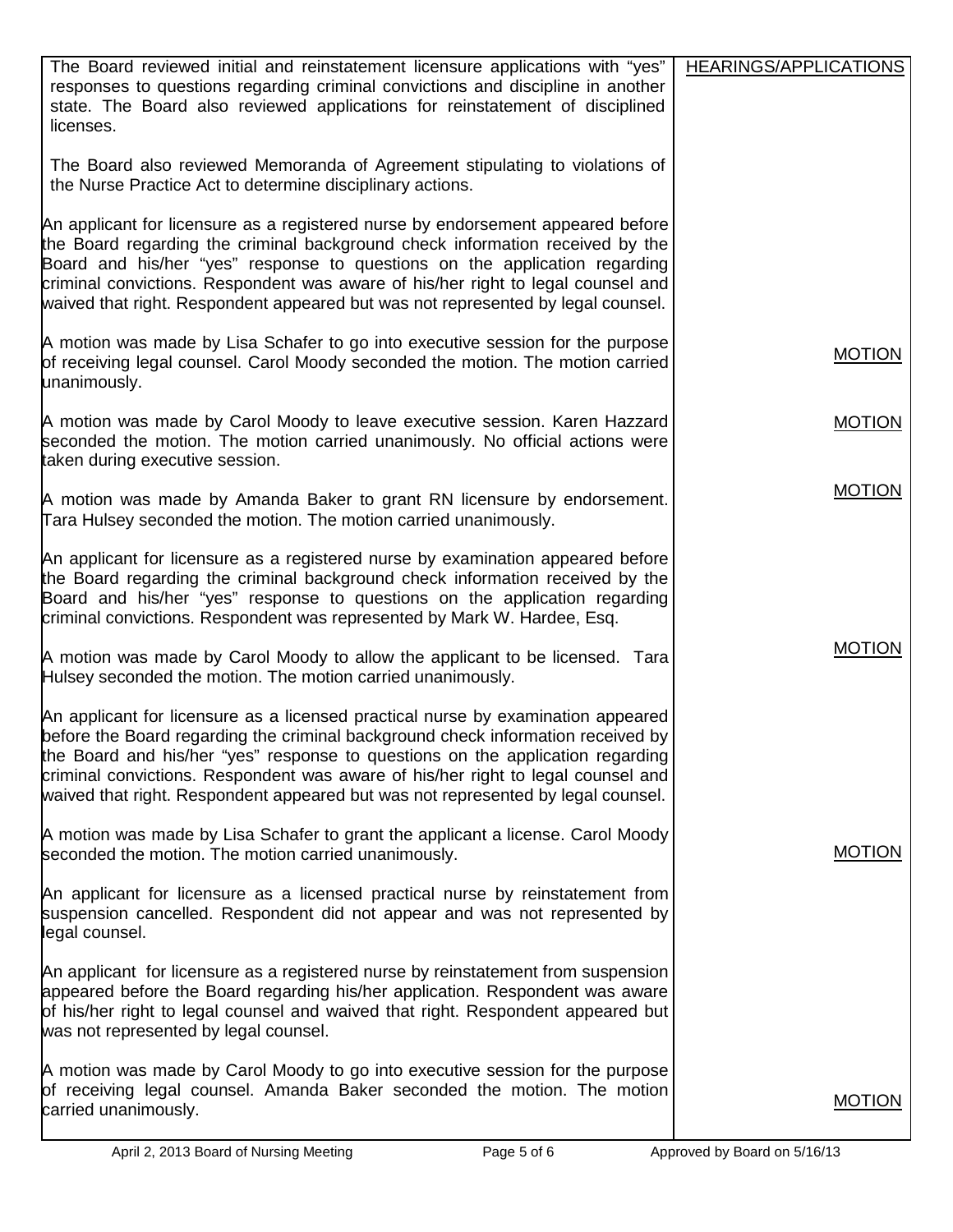| | |
|---|---|
| The Board reviewed initial and reinstatement licensure applications with "yes" responses to questions regarding criminal convictions and discipline in another state. The Board also reviewed applications for reinstatement of disciplined licenses.<br><br>The Board also reviewed Memoranda of Agreement stipulating to violations of the Nurse Practice Act to determine disciplinary actions.<br><br>An applicant for licensure as a registered nurse by endorsement appeared before the Board regarding the criminal background check information received by the Board and his/her "yes" response to questions on the application regarding criminal convictions. Respondent was aware of his/her right to legal counsel and waived that right. Respondent appeared but was not represented by legal counsel. | HEARINGS/APPLICATIONS |
| A motion was made by Lisa Schafer to go into executive session for the purpose of receiving legal counsel. Carol Moody seconded the motion. The motion carried unanimously. | MOTION |
| A motion was made by Carol Moody to leave executive session. Karen Hazzard seconded the motion. The motion carried unanimously. No official actions were taken during executive session. | MOTION |
| A motion was made by Amanda Baker to grant RN licensure by endorsement. Tara Hulsey seconded the motion. The motion carried unanimously. | MOTION |
| An applicant for licensure as a registered nurse by examination appeared before the Board regarding the criminal background check information received by the Board and his/her "yes" response to questions on the application regarding criminal convictions. Respondent was represented by Mark W. Hardee, Esq. | |
| A motion was made by Carol Moody to allow the applicant to be licensed. Tara Hulsey seconded the motion. The motion carried unanimously. | MOTION |
| An applicant for licensure as a licensed practical nurse by examination appeared before the Board regarding the criminal background check information received by the Board and his/her "yes" response to questions on the application regarding criminal convictions. Respondent was aware of his/her right to legal counsel and waived that right. Respondent appeared but was not represented by legal counsel. | |
| A motion was made by Lisa Schafer to grant the applicant a license. Carol Moody seconded the motion. The motion carried unanimously. | MOTION |
| An applicant for licensure as a licensed practical nurse by reinstatement from suspension cancelled. Respondent did not appear and was not represented by legal counsel.<br><br>An applicant for licensure as a registered nurse by reinstatement from suspension appeared before the Board regarding his/her application. Respondent was aware of his/her right to legal counsel and waived that right. Respondent appeared but was not represented by legal counsel. | |
| A motion was made by Carol Moody to go into executive session for the purpose of receiving legal counsel. Amanda Baker seconded the motion. The motion carried unanimously. | MOTION |

April 2, 2013 Board of Nursing Meeting — Approved by Board on 5/16/13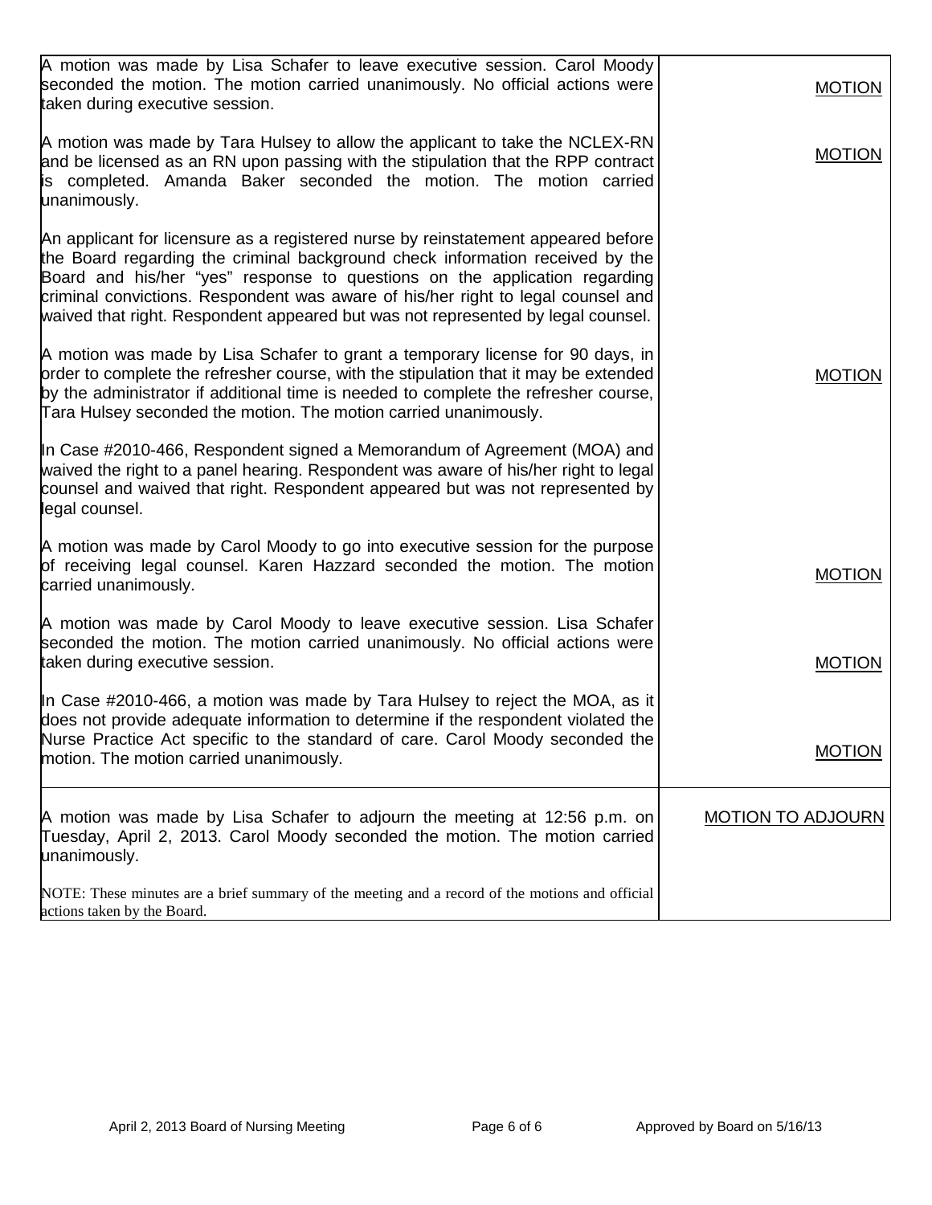| | |
|---|---|
| A motion was made by Lisa Schafer to leave executive session. Carol Moody seconded the motion. The motion carried unanimously. No official actions were taken during executive session. | MOTION |
| A motion was made by Tara Hulsey to allow the applicant to take the NCLEX-RN and be licensed as an RN upon passing with the stipulation that the RPP contract is completed. Amanda Baker seconded the motion. The motion carried unanimously. | MOTION |
| An applicant for licensure as a registered nurse by reinstatement appeared before the Board regarding the criminal background check information received by the Board and his/her "yes" response to questions on the application regarding criminal convictions. Respondent was aware of his/her right to legal counsel and waived that right. Respondent appeared but was not represented by legal counsel. | |
| A motion was made by Lisa Schafer to grant a temporary license for 90 days, in order to complete the refresher course, with the stipulation that it may be extended by the administrator if additional time is needed to complete the refresher course, Tara Hulsey seconded the motion. The motion carried unanimously. | MOTION |
| In Case #2010-466, Respondent signed a Memorandum of Agreement (MOA) and waived the right to a panel hearing. Respondent was aware of his/her right to legal counsel and waived that right. Respondent appeared but was not represented by legal counsel. | |
| A motion was made by Carol Moody to go into executive session for the purpose of receiving legal counsel. Karen Hazzard seconded the motion. The motion carried unanimously. | MOTION |
| A motion was made by Carol Moody to leave executive session. Lisa Schafer seconded the motion. The motion carried unanimously. No official actions were taken during executive session. | MOTION |
| In Case #2010-466, a motion was made by Tara Hulsey to reject the MOA, as it does not provide adequate information to determine if the respondent violated the Nurse Practice Act specific to the standard of care. Carol Moody seconded the motion. The motion carried unanimously. | MOTION |
| A motion was made by Lisa Schafer to adjourn the meeting at 12:56 p.m. on Tuesday, April 2, 2013. Carol Moody seconded the motion. The motion carried unanimously.<br><br>NOTE: These minutes are a brief summary of the meeting and a record of the motions and official actions taken by the Board. | MOTION TO ADJOURN |